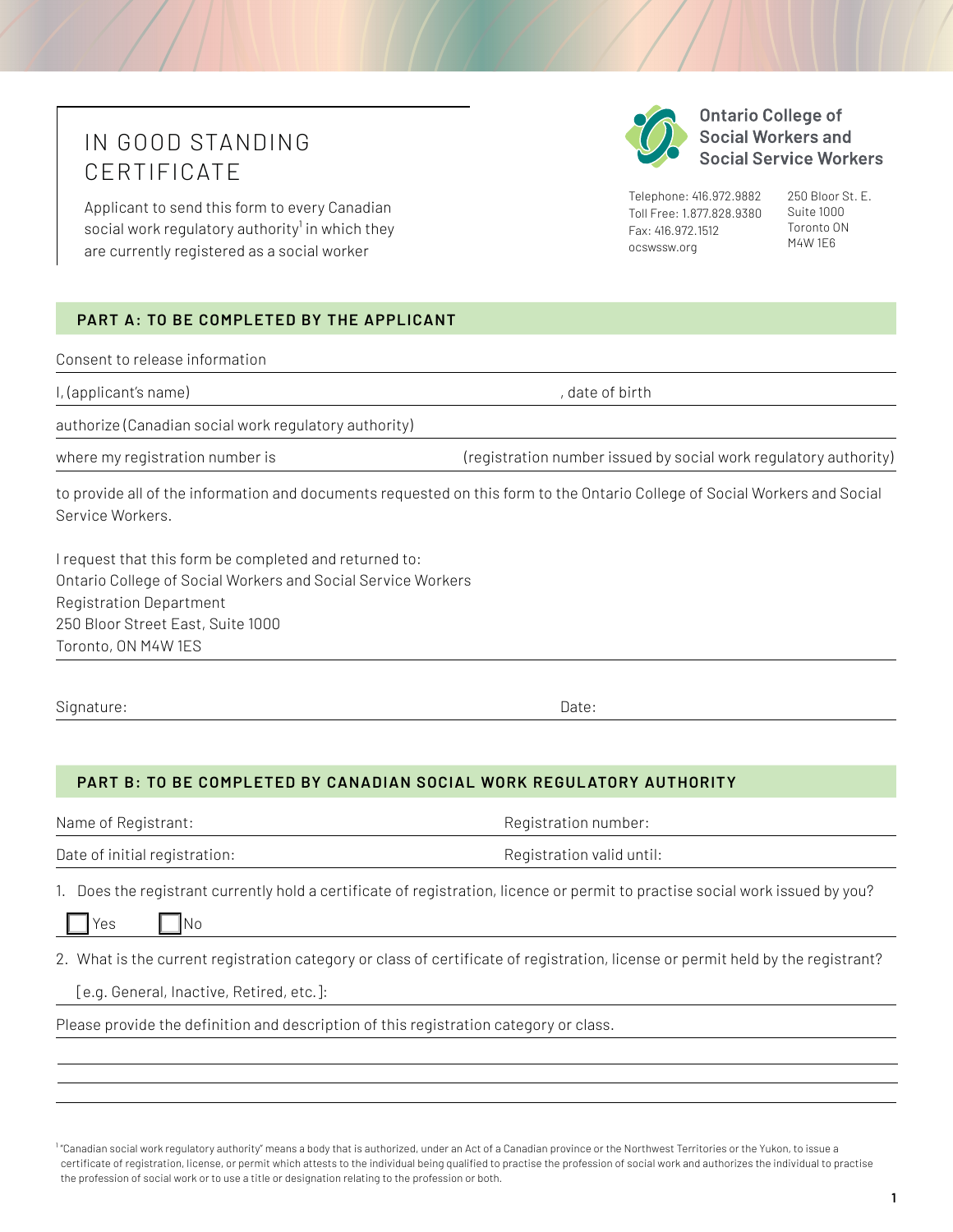# IN GOOD STANDING CERTIFICATE

Applicant to send this form to every Canadian social work regulatory authority[1] in which they are currently registered as a social worker

**Ontario College of Social Workers and Social Service Workers**

Telephone: 416.972.9882
Toll Free: 1.877.828.9380
Fax: 416.972.1512
ocswssw.org

250 Bloor St. E.
Suite 1000
Toronto ON
M4W 1E6

## PART A: TO BE COMPLETED BY THE APPLICANT

Consent to release information

I, (applicant's name) \_\_\_\_\_\_\_\_\_\_\_\_\_\_\_\_\_\_\_\_, date of birth \_\_\_\_\_\_\_\_\_\_\_\_\_\_\_\_\_\_\_\_

authorize (Canadian social work regulatory authority) \_\_\_\_\_\_\_\_\_\_\_\_\_\_\_\_\_\_\_\_

where my registration number is \_\_\_\_\_\_\_\_\_\_\_\_\_\_\_\_\_\_\_\_ (registration number issued by social work regulatory authority)

to provide all of the information and documents requested on this form to the Ontario College of Social Workers and Social Service Workers.

I request that this form be completed and returned to:
Ontario College of Social Workers and Social Service Workers
Registration Department
250 Bloor Street East, Suite 1000
Toronto, ON M4W 1ES

Signature: \_\_\_\_\_\_\_\_\_\_\_\_\_\_\_\_\_\_\_\_ Date: \_\_\_\_\_\_\_\_\_\_\_\_\_\_\_\_\_\_\_\_

## PART B: TO BE COMPLETED BY CANADIAN SOCIAL WORK REGULATORY AUTHORITY

Name of Registrant: \_\_\_\_\_\_\_\_\_\_\_\_\_\_\_\_\_\_\_\_ Registration number: \_\_\_\_\_\_\_\_\_\_\_\_\_\_\_\_\_\_\_\_

Date of initial registration: \_\_\_\_\_\_\_\_\_\_\_\_\_\_\_\_\_\_\_\_ Registration valid until: \_\_\_\_\_\_\_\_\_\_\_\_\_\_\_\_\_\_\_\_

1. Does the registrant currently hold a certificate of registration, licence or permit to practise social work issued by you?

   ☐ Yes ☐ No

2. What is the current registration category or class of certificate of registration, license or permit held by the registrant?

   [e.g. General, Inactive, Retired, etc.]: \_\_\_\_\_\_\_\_\_\_\_\_\_\_\_\_\_\_\_\_

Please provide the definition and description of this registration category or class.

\_\_\_\_\_\_\_\_\_\_\_\_\_\_\_\_\_\_\_\_\_\_\_\_\_\_\_\_\_\_\_\_\_\_\_\_\_\_\_\_

\_\_\_\_\_\_\_\_\_\_\_\_\_\_\_\_\_\_\_\_\_\_\_\_\_\_\_\_\_\_\_\_\_\_\_\_\_\_\_\_

\_\_\_\_\_\_\_\_\_\_\_\_\_\_\_\_\_\_\_\_\_\_\_\_\_\_\_\_\_\_\_\_\_\_\_\_\_\_\_\_

[1] "Canadian social work regulatory authority" means a body that is authorized, under an Act of a Canadian province or the Northwest Territories or the Yukon, to issue a certificate of registration, license, or permit which attests to the individual being qualified to practise the profession of social work and authorizes the individual to practise the profession of social work or to use a title or designation relating to the profession or both.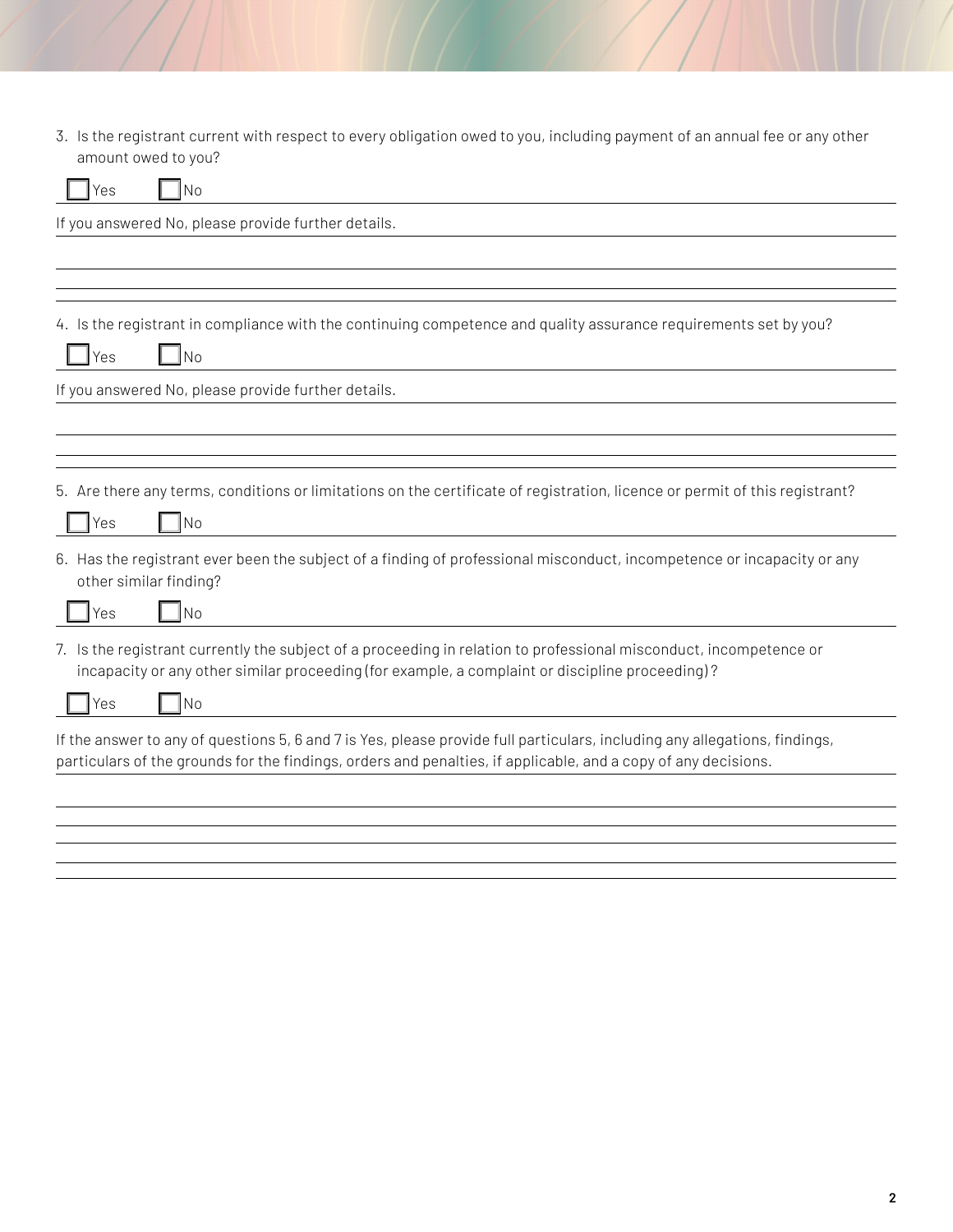3. Is the registrant current with respect to every obligation owed to you, including payment of an annual fee or any other amount owed to you?

☐ Yes ☐ No

If you answered No, please provide further details.

4. Is the registrant in compliance with the continuing competence and quality assurance requirements set by you?

☐ Yes ☐ No

If you answered No, please provide further details.

5. Are there any terms, conditions or limitations on the certificate of registration, licence or permit of this registrant?

☐ Yes ☐ No

6. Has the registrant ever been the subject of a finding of professional misconduct, incompetence or incapacity or any other similar finding?

☐ Yes ☐ No

7. Is the registrant currently the subject of a proceeding in relation to professional misconduct, incompetence or incapacity or any other similar proceeding (for example, a complaint or discipline proceeding)?

☐ Yes ☐ No

If the answer to any of questions 5, 6 and 7 is Yes, please provide full particulars, including any allegations, findings, particulars of the grounds for the findings, orders and penalties, if applicable, and a copy of any decisions.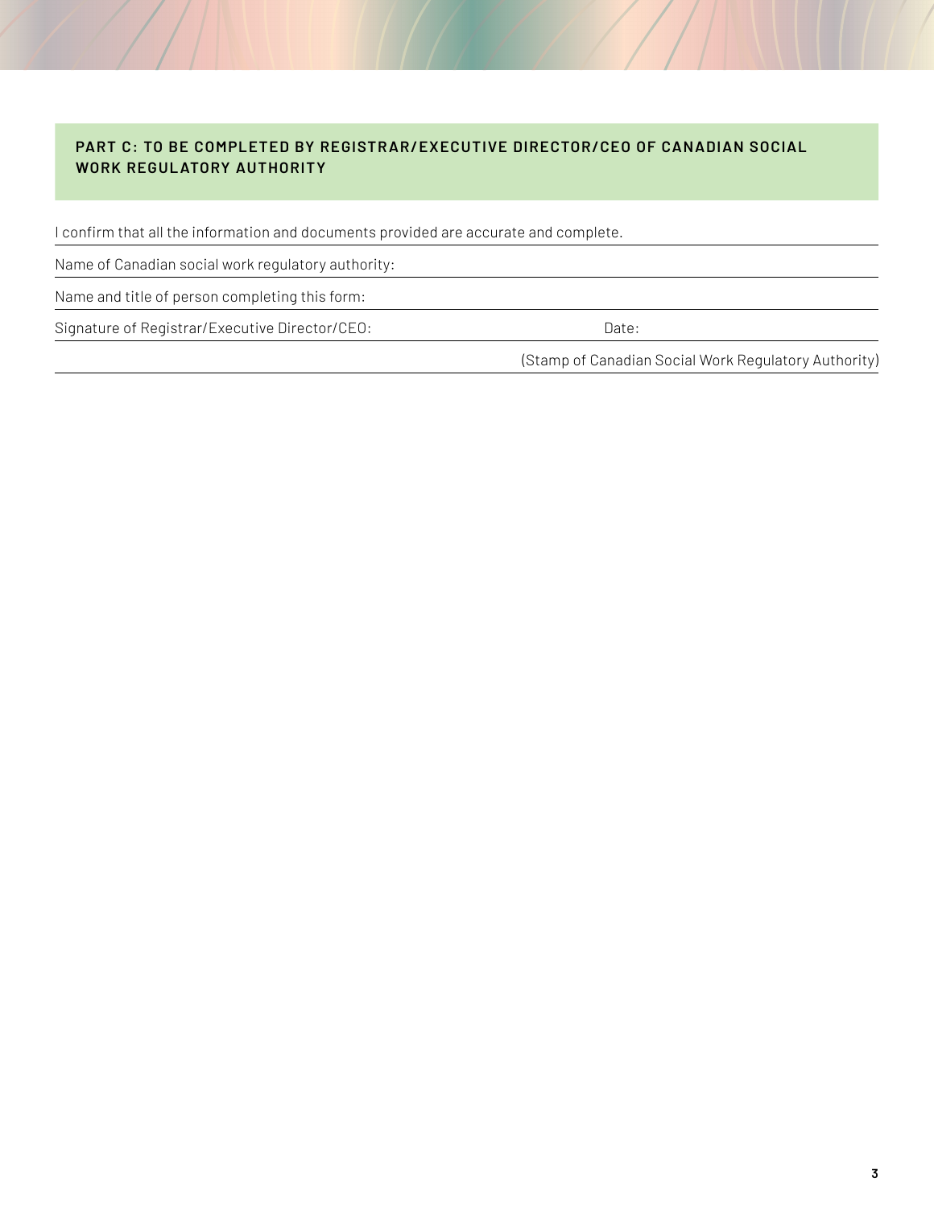## PART C: TO BE COMPLETED BY REGISTRAR/EXECUTIVE DIRECTOR/CEO OF CANADIAN SOCIAL WORK REGULATORY AUTHORITY

I confirm that all the information and documents provided are accurate and complete.

Name of Canadian social work regulatory authority:

Name and title of person completing this form:

Signature of Registrar/Executive Director/CEO: Date:

(Stamp of Canadian Social Work Regulatory Authority)